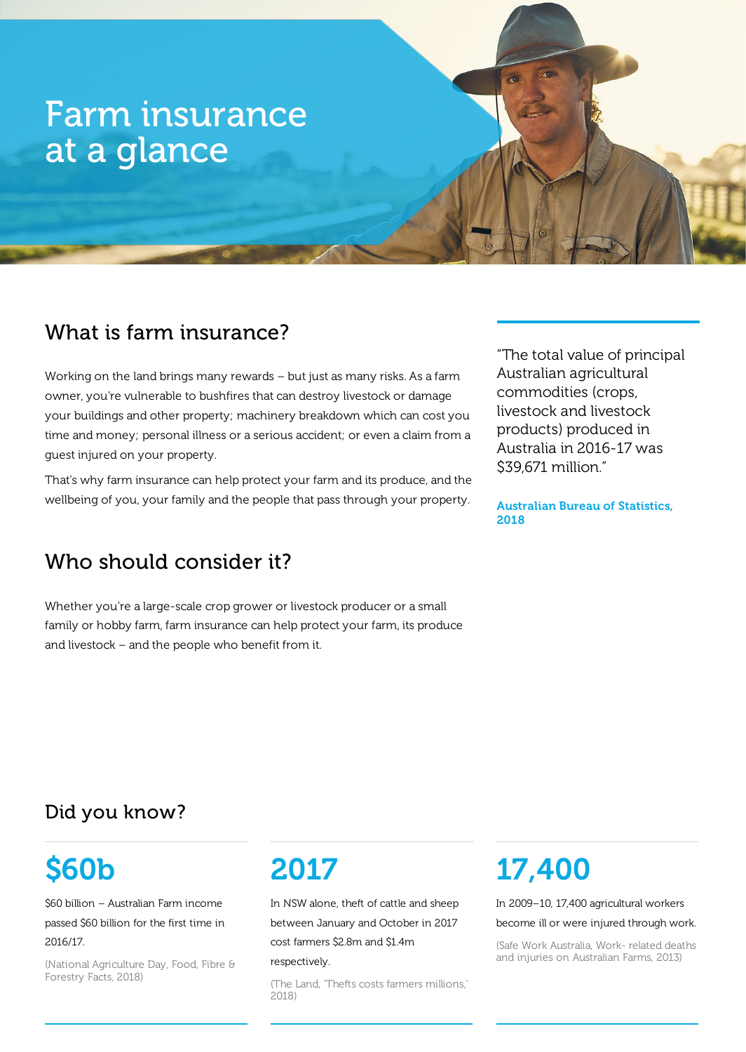# Farm insurance at a glance

## What is farm insurance?

Working on the land brings many rewards – but just as many risks. As a farm owner, you're vulnerable to bushfires that can destroy livestock or damage your buildings and other property; machinery breakdown which can cost you time and money; personal illness or a serious accident; or even a claim from a guest injured on your property.

That's why farm insurance can help protect your farm and its produce, and the wellbeing of you, your family and the people that pass through your property.

"The total value of principal Australian agricultural commodities (crops, livestock and livestock products) produced in Australia in 2016-17 was $39,671 million."

**Australian Bureau of Statistics, 2018**

## Who should consider it?

Whether you're a large-scale crop grower or livestock producer or a small family or hobby farm, farm insurance can help protect your farm, its produce and livestock – and the people who benefit from it.

## Did you know?

**$60b**

$60 billion – Australian Farm income passed $60 billion for the first time in 2016/17.

(National Agriculture Day, Food, Fibre & Forestry Facts, 2018)

**2017**

In NSW alone, theft of cattle and sheep between January and October in 2017 cost farmers $2.8m and $1.4m respectively.

(The Land, 'Thefts costs farmers millions,' 2018)

**17,400**

In 2009–10, 17,400 agricultural workers become ill or were injured through work.

(Safe Work Australia, Work- related deaths and injuries on Australian Farms, 2013)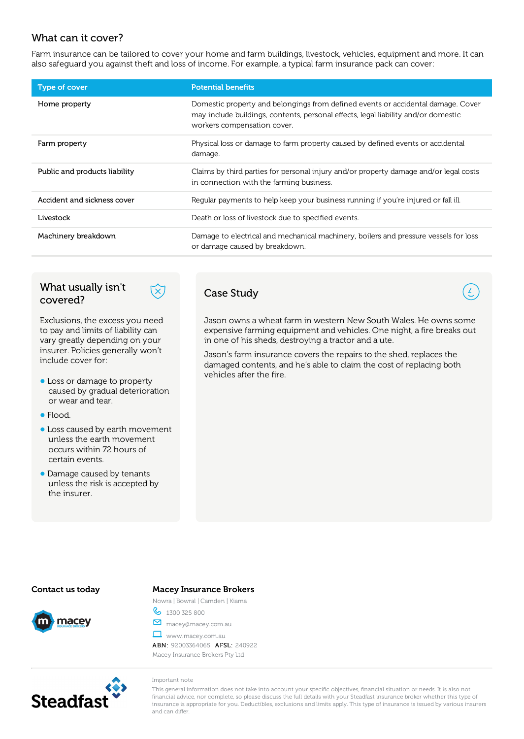## What can it cover?

Farm insurance can be tailored to cover your home and farm buildings, livestock, vehicles, equipment and more. It can also safeguard you against theft and loss of income. For example, a typical farm insurance pack can cover:

| Type of cover | Potential benefits |
| --- | --- |
| Home property | Domestic property and belongings from defined events or accidental damage. Cover may include buildings, contents, personal effects, legal liability and/or domestic workers compensation cover. |
| Farm property | Physical loss or damage to farm property caused by defined events or accidental damage. |
| Public and products liability | Claims by third parties for personal injury and/or property damage and/or legal costs in connection with the farming business. |
| Accident and sickness cover | Regular payments to help keep your business running if you're injured or fall ill. |
| Livestock | Death or loss of livestock due to specified events. |
| Machinery breakdown | Damage to electrical and mechanical machinery, boilers and pressure vessels for loss or damage caused by breakdown. |

### What usually isn't covered?

Exclusions, the excess you need to pay and limits of liability can vary greatly depending on your insurer. Policies generally won't include cover for:

- Loss or damage to property caused by gradual deterioration or wear and tear.
- Flood.
- Loss caused by earth movement unless the earth movement occurs within 72 hours of certain events.
- Damage caused by tenants unless the risk is accepted by the insurer.

### Case Study

Jason owns a wheat farm in western New South Wales. He owns some expensive farming equipment and vehicles. One night, a fire breaks out in one of his sheds, destroying a tractor and a ute.

Jason's farm insurance covers the repairs to the shed, replaces the damaged contents, and he's able to claim the cost of replacing both vehicles after the fire.

**Contact us today**

**Macey Insurance Brokers**

Nowra | Bowral | Camden | Kiama

1300 325 800

macey@macey.com.au

www.macey.com.au

**ABN:** 92003364065 | **AFSL:** 240922

Macey Insurance Brokers Pty Ltd

Important note

This general information does not take into account your specific objectives, financial situation or needs. It is also not financial advice, nor complete, so please discuss the full details with your Steadfast insurance broker whether this type of insurance is appropriate for you. Deductibles, exclusions and limits apply. This type of insurance is issued by various insurers and can differ.